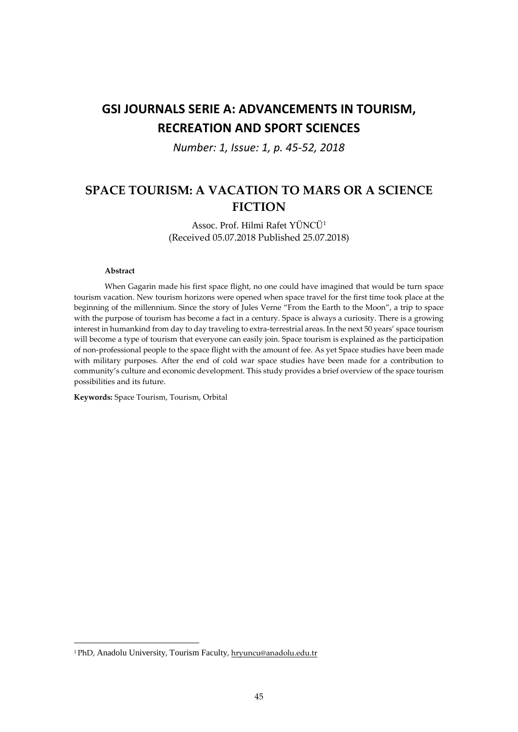# GSI JOURNALS SERIE A: ADVANCEMENTS IN TOURISM, RECREATION AND SPORT SCIENCES

*Number: 1, Issue: 1, p. 45-52, 2018*

## SPACE TOURISM: A VACATION TO MARS OR A SCIENCE FICTION

Assoc. Prof. Hilmi Rafet YÜNCÜ[1]
(Received 05.07.2018 Published 25.07.2018)

**Abstract**

When Gagarin made his first space flight, no one could have imagined that would be turn space tourism vacation. New tourism horizons were opened when space travel for the first time took place at the beginning of the millennium. Since the story of Jules Verne "From the Earth to the Moon", a trip to space with the purpose of tourism has become a fact in a century. Space is always a curiosity. There is a growing interest in humankind from day to day traveling to extra-terrestrial areas. In the next 50 years' space tourism will become a type of tourism that everyone can easily join. Space tourism is explained as the participation of non-professional people to the space flight with the amount of fee. As yet Space studies have been made with military purposes. After the end of cold war space studies have been made for a contribution to community's culture and economic development. This study provides a brief overview of the space tourism possibilities and its future.

**Keywords:** Space Tourism, Tourism, Orbital

---

[1] PhD, Anadolu University, Tourism Faculty, hryuncu@anadolu.edu.tr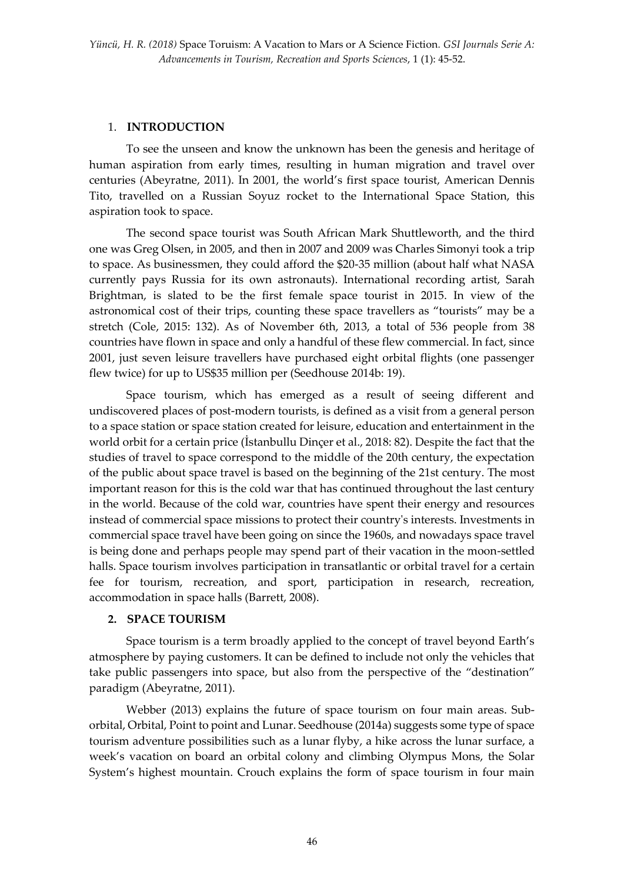## 1. INTRODUCTION

To see the unseen and know the unknown has been the genesis and heritage of human aspiration from early times, resulting in human migration and travel over centuries (Abeyratne, 2011). In 2001, the world's first space tourist, American Dennis Tito, travelled on a Russian Soyuz rocket to the International Space Station, this aspiration took to space.

The second space tourist was South African Mark Shuttleworth, and the third one was Greg Olsen, in 2005, and then in 2007 and 2009 was Charles Simonyi took a trip to space. As businessmen, they could afford the $20-35 million (about half what NASA currently pays Russia for its own astronauts). International recording artist, Sarah Brightman, is slated to be the first female space tourist in 2015. In view of the astronomical cost of their trips, counting these space travellers as "tourists" may be a stretch (Cole, 2015: 132). As of November 6th, 2013, a total of 536 people from 38 countries have flown in space and only a handful of these flew commercial. In fact, since 2001, just seven leisure travellers have purchased eight orbital flights (one passenger flew twice) for up to US$35 million per (Seedhouse 2014b: 19).

Space tourism, which has emerged as a result of seeing different and undiscovered places of post-modern tourists, is defined as a visit from a general person to a space station or space station created for leisure, education and entertainment in the world orbit for a certain price (İstanbullu Dinçer et al., 2018: 82). Despite the fact that the studies of travel to space correspond to the middle of the 20th century, the expectation of the public about space travel is based on the beginning of the 21st century. The most important reason for this is the cold war that has continued throughout the last century in the world. Because of the cold war, countries have spent their energy and resources instead of commercial space missions to protect their country's interests. Investments in commercial space travel have been going on since the 1960s, and nowadays space travel is being done and perhaps people may spend part of their vacation in the moon-settled halls. Space tourism involves participation in transatlantic or orbital travel for a certain fee for tourism, recreation, and sport, participation in research, recreation, accommodation in space halls (Barrett, 2008).

## 2. SPACE TOURISM

Space tourism is a term broadly applied to the concept of travel beyond Earth's atmosphere by paying customers. It can be defined to include not only the vehicles that take public passengers into space, but also from the perspective of the "destination" paradigm (Abeyratne, 2011).

Webber (2013) explains the future of space tourism on four main areas. Sub-orbital, Orbital, Point to point and Lunar. Seedhouse (2014a) suggests some type of space tourism adventure possibilities such as a lunar flyby, a hike across the lunar surface, a week's vacation on board an orbital colony and climbing Olympus Mons, the Solar System's highest mountain. Crouch explains the form of space tourism in four main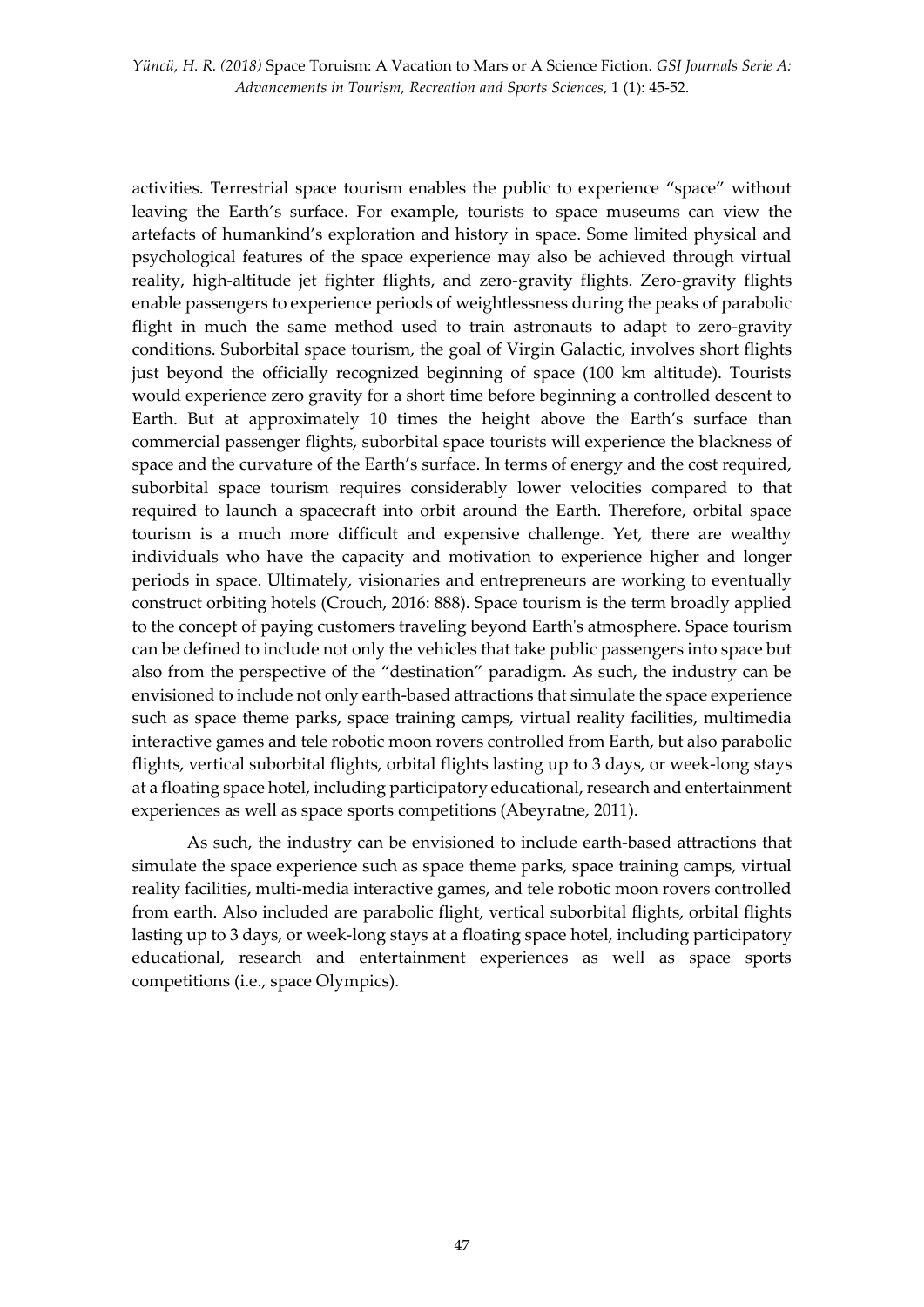activities. Terrestrial space tourism enables the public to experience "space" without leaving the Earth's surface. For example, tourists to space museums can view the artefacts of humankind's exploration and history in space. Some limited physical and psychological features of the space experience may also be achieved through virtual reality, high-altitude jet fighter flights, and zero-gravity flights. Zero-gravity flights enable passengers to experience periods of weightlessness during the peaks of parabolic flight in much the same method used to train astronauts to adapt to zero-gravity conditions. Suborbital space tourism, the goal of Virgin Galactic, involves short flights just beyond the officially recognized beginning of space (100 km altitude). Tourists would experience zero gravity for a short time before beginning a controlled descent to Earth. But at approximately 10 times the height above the Earth's surface than commercial passenger flights, suborbital space tourists will experience the blackness of space and the curvature of the Earth's surface. In terms of energy and the cost required, suborbital space tourism requires considerably lower velocities compared to that required to launch a spacecraft into orbit around the Earth. Therefore, orbital space tourism is a much more difficult and expensive challenge. Yet, there are wealthy individuals who have the capacity and motivation to experience higher and longer periods in space. Ultimately, visionaries and entrepreneurs are working to eventually construct orbiting hotels (Crouch, 2016: 888). Space tourism is the term broadly applied to the concept of paying customers traveling beyond Earth's atmosphere. Space tourism can be defined to include not only the vehicles that take public passengers into space but also from the perspective of the "destination" paradigm. As such, the industry can be envisioned to include not only earth-based attractions that simulate the space experience such as space theme parks, space training camps, virtual reality facilities, multimedia interactive games and tele robotic moon rovers controlled from Earth, but also parabolic flights, vertical suborbital flights, orbital flights lasting up to 3 days, or week-long stays at a floating space hotel, including participatory educational, research and entertainment experiences as well as space sports competitions (Abeyratne, 2011).

As such, the industry can be envisioned to include earth-based attractions that simulate the space experience such as space theme parks, space training camps, virtual reality facilities, multi-media interactive games, and tele robotic moon rovers controlled from earth. Also included are parabolic flight, vertical suborbital flights, orbital flights lasting up to 3 days, or week-long stays at a floating space hotel, including participatory educational, research and entertainment experiences as well as space sports competitions (i.e., space Olympics).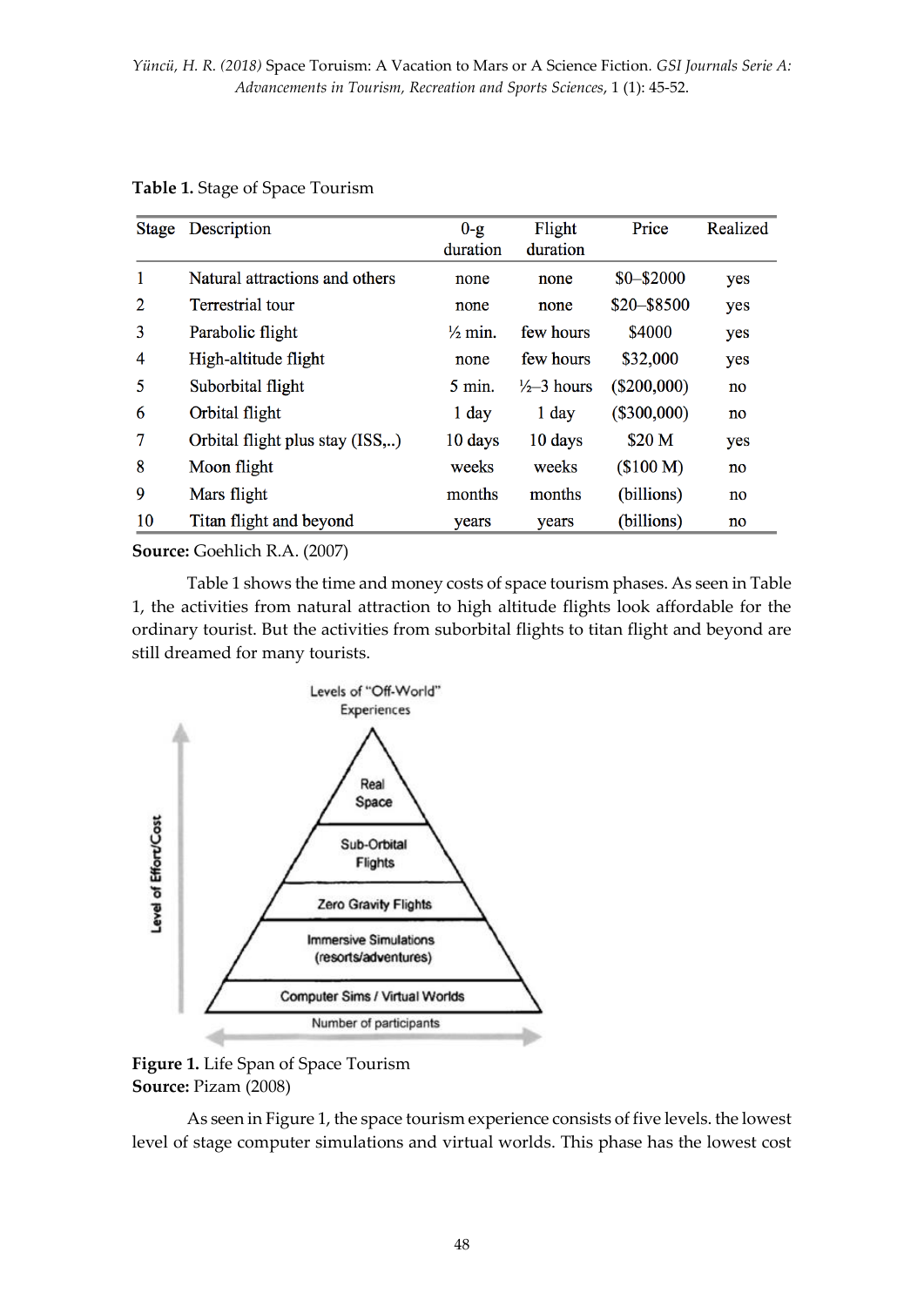**Table 1.** Stage of Space Tourism

| Stage | Description | 0-g duration | Flight duration | Price | Realized |
|---|---|---|---|---|---|
| 1 | Natural attractions and others | none | none | \$0–\$2000 | yes |
| 2 | Terrestrial tour | none | none | \$20–\$8500 | yes |
| 3 | Parabolic flight | ½ min. | few hours | \$4000 | yes |
| 4 | High-altitude flight | none | few hours | \$32,000 | yes |
| 5 | Suborbital flight | 5 min. | ½–3 hours | (\$200,000) | no |
| 6 | Orbital flight | 1 day | 1 day | (\$300,000) | no |
| 7 | Orbital flight plus stay (ISS,..) | 10 days | 10 days | \$20 M | yes |
| 8 | Moon flight | weeks | weeks | (\$100 M) | no |
| 9 | Mars flight | months | months | (billions) | no |
| 10 | Titan flight and beyond | years | years | (billions) | no |

**Source:** Goehlich R.A. (2007)

Table 1 shows the time and money costs of space tourism phases. As seen in Table 1, the activities from natural attraction to high altitude flights look affordable for the ordinary tourist. But the activities from suborbital flights to titan flight and beyond are still dreamed for many tourists.

**Figure 1.** Life Span of Space Tourism
**Source:** Pizam (2008)

As seen in Figure 1, the space tourism experience consists of five levels. the lowest level of stage computer simulations and virtual worlds. This phase has the lowest cost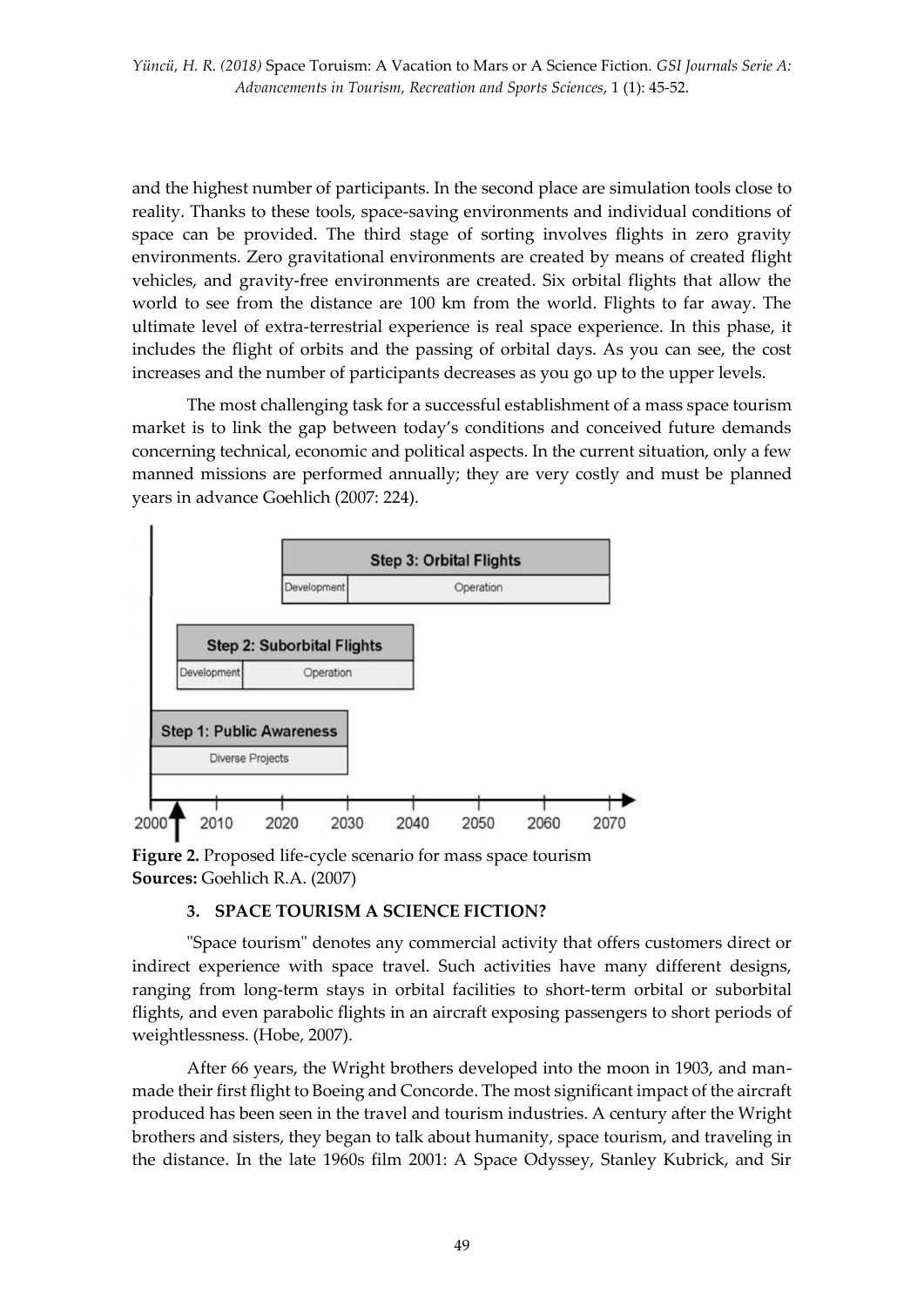and the highest number of participants. In the second place are simulation tools close to reality. Thanks to these tools, space-saving environments and individual conditions of space can be provided. The third stage of sorting involves flights in zero gravity environments. Zero gravitational environments are created by means of created flight vehicles, and gravity-free environments are created. Six orbital flights that allow the world to see from the distance are 100 km from the world. Flights to far away. The ultimate level of extra-terrestrial experience is real space experience. In this phase, it includes the flight of orbits and the passing of orbital days. As you can see, the cost increases and the number of participants decreases as you go up to the upper levels.

The most challenging task for a successful establishment of a mass space tourism market is to link the gap between today's conditions and conceived future demands concerning technical, economic and political aspects. In the current situation, only a few manned missions are performed annually; they are very costly and must be planned years in advance Goehlich (2007: 224).

Step 3: Orbital Flights — Development | Operation

Step 2: Suborbital Flights — Development | Operation

Step 1: Public Awareness — Diverse Projects

2000 2010 2020 2030 2040 2050 2060 2070

**Figure 2.** Proposed life-cycle scenario for mass space tourism
**Sources:** Goehlich R.A. (2007)

## 3. SPACE TOURISM A SCIENCE FICTION?

"Space tourism" denotes any commercial activity that offers customers direct or indirect experience with space travel. Such activities have many different designs, ranging from long-term stays in orbital facilities to short-term orbital or suborbital flights, and even parabolic flights in an aircraft exposing passengers to short periods of weightlessness. (Hobe, 2007).

After 66 years, the Wright brothers developed into the moon in 1903, and man-made their first flight to Boeing and Concorde. The most significant impact of the aircraft produced has been seen in the travel and tourism industries. A century after the Wright brothers and sisters, they began to talk about humanity, space tourism, and traveling in the distance. In the late 1960s film 2001: A Space Odyssey, Stanley Kubrick, and Sir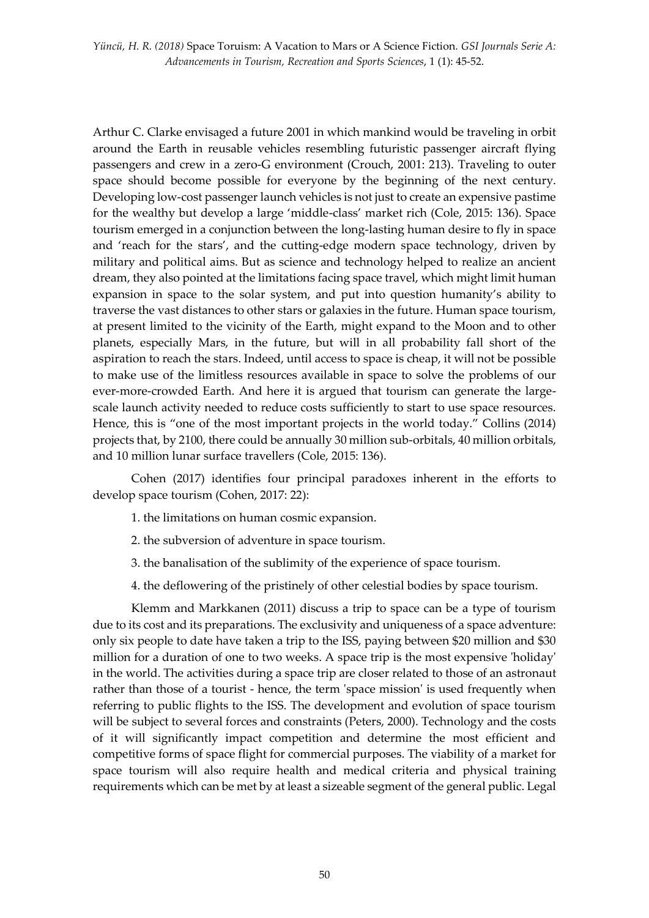Arthur C. Clarke envisaged a future 2001 in which mankind would be traveling in orbit around the Earth in reusable vehicles resembling futuristic passenger aircraft flying passengers and crew in a zero-G environment (Crouch, 2001: 213). Traveling to outer space should become possible for everyone by the beginning of the next century. Developing low-cost passenger launch vehicles is not just to create an expensive pastime for the wealthy but develop a large 'middle-class' market rich (Cole, 2015: 136). Space tourism emerged in a conjunction between the long-lasting human desire to fly in space and 'reach for the stars', and the cutting-edge modern space technology, driven by military and political aims. But as science and technology helped to realize an ancient dream, they also pointed at the limitations facing space travel, which might limit human expansion in space to the solar system, and put into question humanity's ability to traverse the vast distances to other stars or galaxies in the future. Human space tourism, at present limited to the vicinity of the Earth, might expand to the Moon and to other planets, especially Mars, in the future, but will in all probability fall short of the aspiration to reach the stars. Indeed, until access to space is cheap, it will not be possible to make use of the limitless resources available in space to solve the problems of our ever-more-crowded Earth. And here it is argued that tourism can generate the large-scale launch activity needed to reduce costs sufficiently to start to use space resources. Hence, this is "one of the most important projects in the world today." Collins (2014) projects that, by 2100, there could be annually 30 million sub-orbitals, 40 million orbitals, and 10 million lunar surface travellers (Cole, 2015: 136).

Cohen (2017) identifies four principal paradoxes inherent in the efforts to develop space tourism (Cohen, 2017: 22):

1. the limitations on human cosmic expansion.
2. the subversion of adventure in space tourism.
3. the banalisation of the sublimity of the experience of space tourism.
4. the deflowering of the pristinely of other celestial bodies by space tourism.

Klemm and Markkanen (2011) discuss a trip to space can be a type of tourism due to its cost and its preparations. The exclusivity and uniqueness of a space adventure: only six people to date have taken a trip to the ISS, paying between \$20 million and \$30 million for a duration of one to two weeks. A space trip is the most expensive 'holiday' in the world. The activities during a space trip are closer related to those of an astronaut rather than those of a tourist - hence, the term 'space mission' is used frequently when referring to public flights to the ISS. The development and evolution of space tourism will be subject to several forces and constraints (Peters, 2000). Technology and the costs of it will significantly impact competition and determine the most efficient and competitive forms of space flight for commercial purposes. The viability of a market for space tourism will also require health and medical criteria and physical training requirements which can be met by at least a sizeable segment of the general public. Legal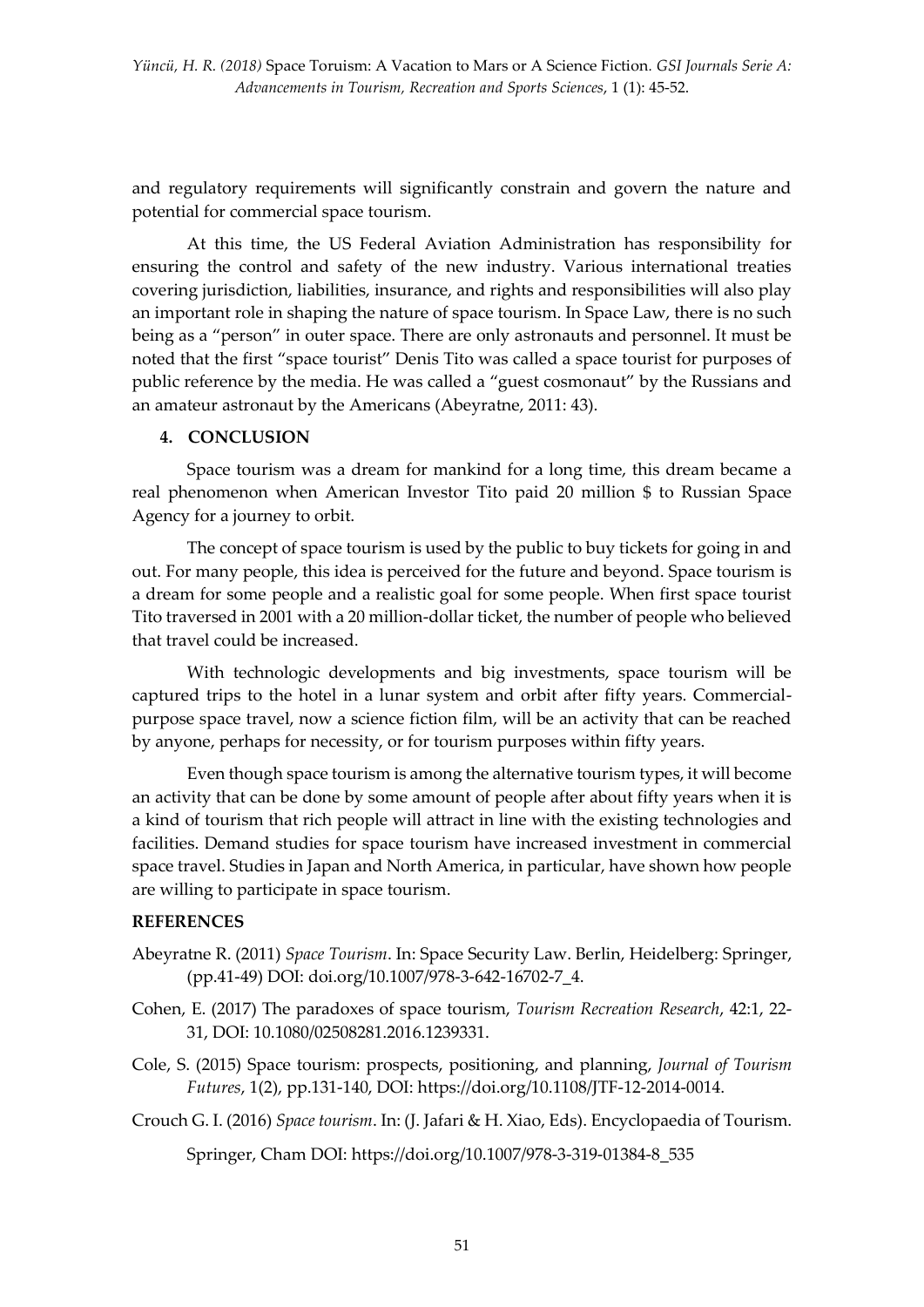and regulatory requirements will significantly constrain and govern the nature and potential for commercial space tourism.

At this time, the US Federal Aviation Administration has responsibility for ensuring the control and safety of the new industry. Various international treaties covering jurisdiction, liabilities, insurance, and rights and responsibilities will also play an important role in shaping the nature of space tourism. In Space Law, there is no such being as a "person" in outer space. There are only astronauts and personnel. It must be noted that the first "space tourist" Denis Tito was called a space tourist for purposes of public reference by the media. He was called a "guest cosmonaut" by the Russians and an amateur astronaut by the Americans (Abeyratne, 2011: 43).

## 4. CONCLUSION

Space tourism was a dream for mankind for a long time, this dream became a real phenomenon when American Investor Tito paid 20 million $ to Russian Space Agency for a journey to orbit.

The concept of space tourism is used by the public to buy tickets for going in and out. For many people, this idea is perceived for the future and beyond. Space tourism is a dream for some people and a realistic goal for some people. When first space tourist Tito traversed in 2001 with a 20 million-dollar ticket, the number of people who believed that travel could be increased.

With technologic developments and big investments, space tourism will be captured trips to the hotel in a lunar system and orbit after fifty years. Commercial-purpose space travel, now a science fiction film, will be an activity that can be reached by anyone, perhaps for necessity, or for tourism purposes within fifty years.

Even though space tourism is among the alternative tourism types, it will become an activity that can be done by some amount of people after about fifty years when it is a kind of tourism that rich people will attract in line with the existing technologies and facilities. Demand studies for space tourism have increased investment in commercial space travel. Studies in Japan and North America, in particular, have shown how people are willing to participate in space tourism.

## REFERENCES

Abeyratne R. (2011) *Space Tourism*. In: Space Security Law. Berlin, Heidelberg: Springer, (pp.41-49) DOI: doi.org/10.1007/978-3-642-16702-7_4.

Cohen, E. (2017) The paradoxes of space tourism, *Tourism Recreation Research*, 42:1, 22-31, DOI: 10.1080/02508281.2016.1239331.

Cole, S. (2015) Space tourism: prospects, positioning, and planning, *Journal of Tourism Futures*, 1(2), pp.131-140, DOI: https://doi.org/10.1108/JTF-12-2014-0014.

Crouch G. I. (2016) *Space tourism*. In: (J. Jafari & H. Xiao, Eds). Encyclopaedia of Tourism. Springer, Cham DOI: https://doi.org/10.1007/978-3-319-01384-8_535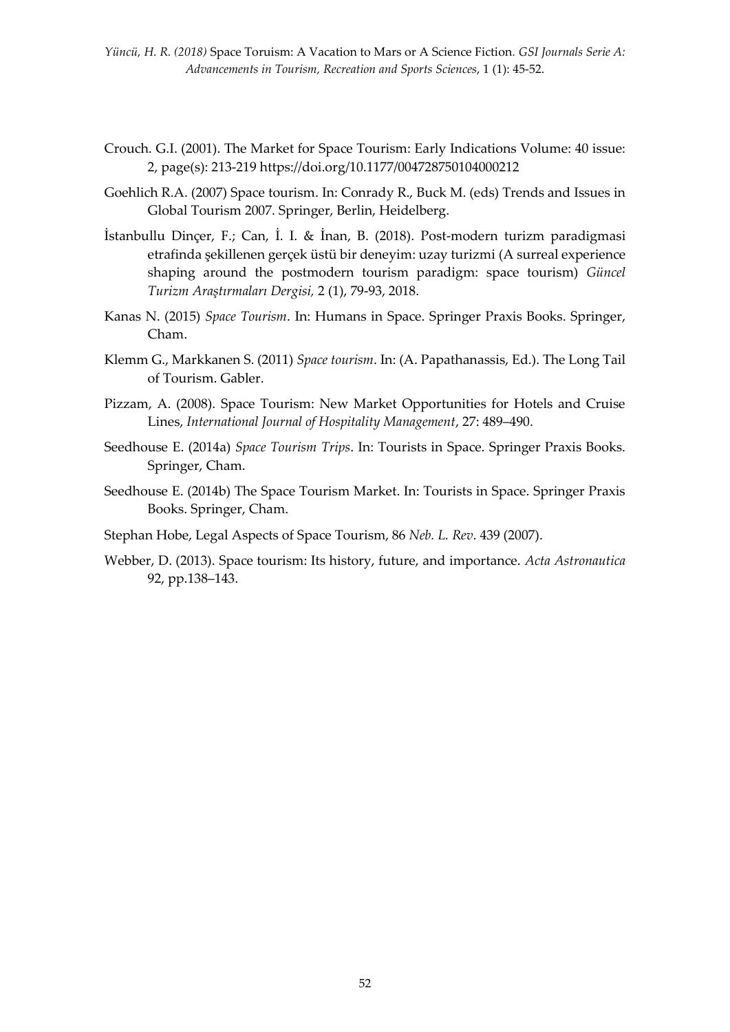Crouch. G.I. (2001). The Market for Space Tourism: Early Indications Volume: 40 issue: 2, page(s): 213-219 https://doi.org/10.1177/004728750104000212

Goehlich R.A. (2007) Space tourism. In: Conrady R., Buck M. (eds) Trends and Issues in Global Tourism 2007. Springer, Berlin, Heidelberg.

İstanbullu Dinçer, F.; Can, İ. I. & İnan, B. (2018). Post-modern turizm paradigmasi etrafinda şekillenen gerçek üstü bir deneyim: uzay turizmi (A surreal experience shaping around the postmodern tourism paradigm: space tourism) *Güncel Turizm Araştırmaları Dergisi,* 2 (1), 79-93, 2018.

Kanas N. (2015) *Space Tourism*. In: Humans in Space. Springer Praxis Books. Springer, Cham.

Klemm G., Markkanen S. (2011) *Space tourism*. In: (A. Papathanassis, Ed.). The Long Tail of Tourism. Gabler.

Pizzam, A. (2008). Space Tourism: New Market Opportunities for Hotels and Cruise Lines, *International Journal of Hospitality Management*, 27: 489–490.

Seedhouse E. (2014a) *Space Tourism Trips*. In: Tourists in Space. Springer Praxis Books. Springer, Cham.

Seedhouse E. (2014b) The Space Tourism Market. In: Tourists in Space. Springer Praxis Books. Springer, Cham.

Stephan Hobe, Legal Aspects of Space Tourism, 86 *Neb. L. Rev*. 439 (2007).

Webber, D. (2013). Space tourism: Its history, future, and importance. *Acta Astronautica* 92, pp.138–143.